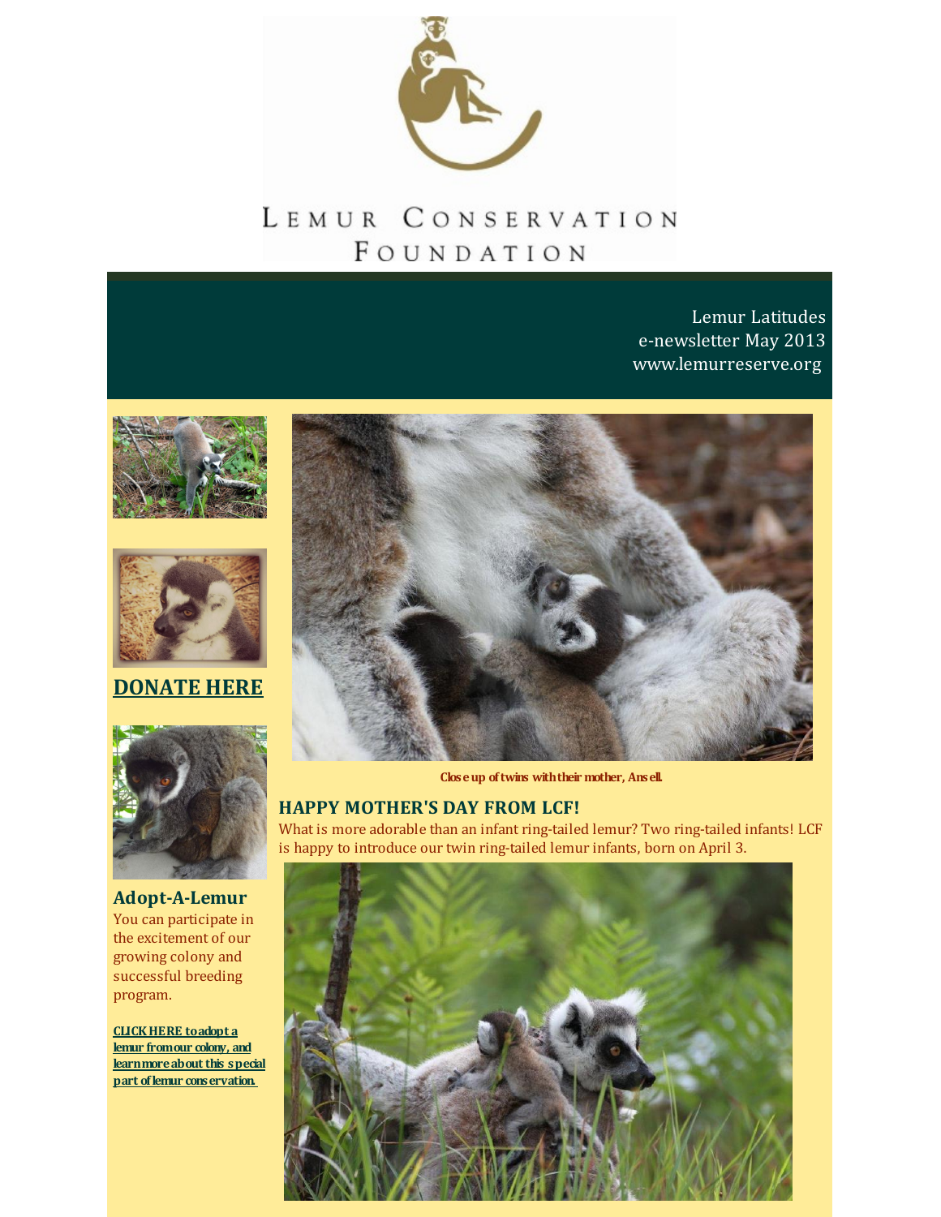# Lemur Conservation Foundation

Lemur Latitudes
e-newsletter May 2013
www.lemurreserve.org

**DONATE HERE**

## Adopt-A-Lemur

You can participate in the excitement of our growing colony and successful breeding program.

**CLICK HERE to adopt a lemur from our colony, and learn more about this special part of lemur conservation.**

Close up of twins with their mother, Ansell.

## HAPPY MOTHER'S DAY FROM LCF!

What is more adorable than an infant ring-tailed lemur? Two ring-tailed infants! LCF is happy to introduce our twin ring-tailed lemur infants, born on April 3.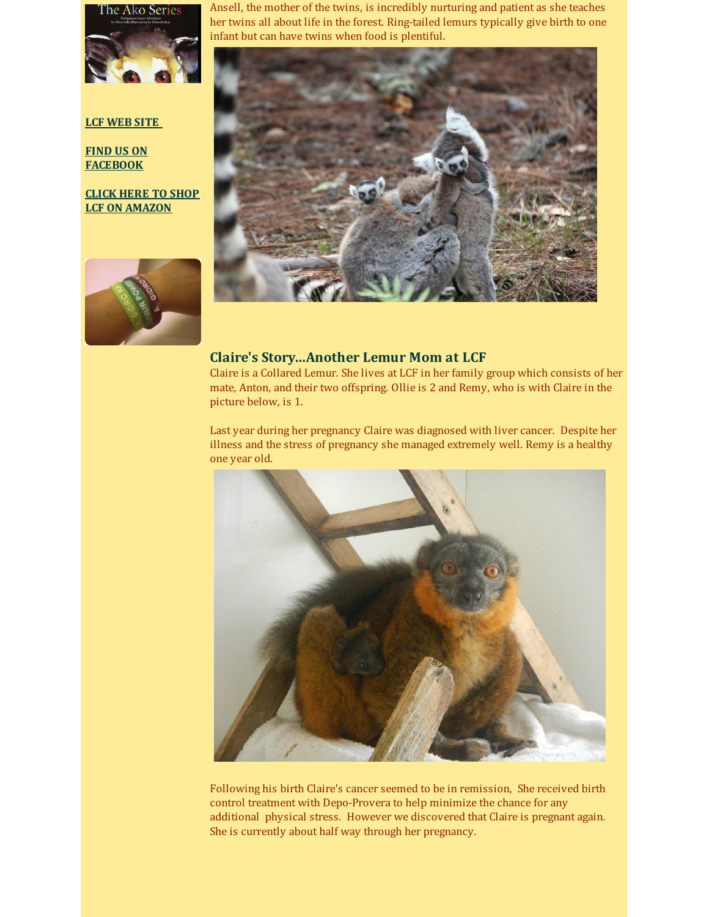**LCF WEB SITE**

**FIND US ON FACEBOOK**

**CLICK HERE TO SHOP LCF ON AMAZON**

Ansell, the mother of the twins, is incredibly nurturing and patient as she teaches her twins all about life in the forest. Ring-tailed lemurs typically give birth to one infant but can have twins when food is plentiful.

## Claire's Story...Another Lemur Mom at LCF

Claire is a Collared Lemur. She lives at LCF in her family group which consists of her mate, Anton, and their two offspring. Ollie is 2 and Remy, who is with Claire in the picture below, is 1.

Last year during her pregnancy Claire was diagnosed with liver cancer. Despite her illness and the stress of pregnancy she managed extremely well. Remy is a healthy one year old.

Following his birth Claire's cancer seemed to be in remission, She received birth control treatment with Depo-Provera to help minimize the chance for any additional physical stress. However we discovered that Claire is pregnant again. She is currently about half way through her pregnancy.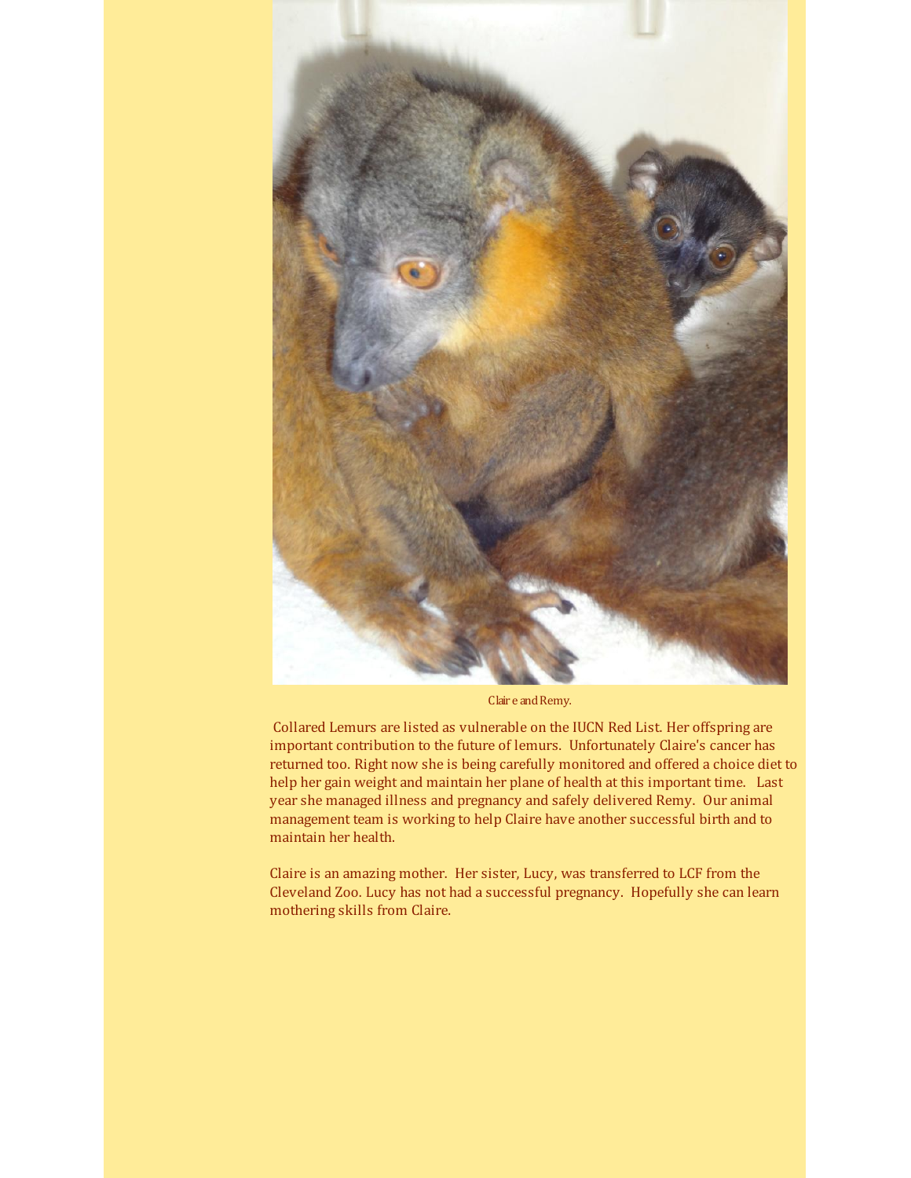Claire and Remy.

Collared Lemurs are listed as vulnerable on the IUCN Red List. Her offspring are important contribution to the future of lemurs. Unfortunately Claire's cancer has returned too. Right now she is being carefully monitored and offered a choice diet to help her gain weight and maintain her plane of health at this important time. Last year she managed illness and pregnancy and safely delivered Remy. Our animal management team is working to help Claire have another successful birth and to maintain her health.

Claire is an amazing mother. Her sister, Lucy, was transferred to LCF from the Cleveland Zoo. Lucy has not had a successful pregnancy. Hopefully she can learn mothering skills from Claire.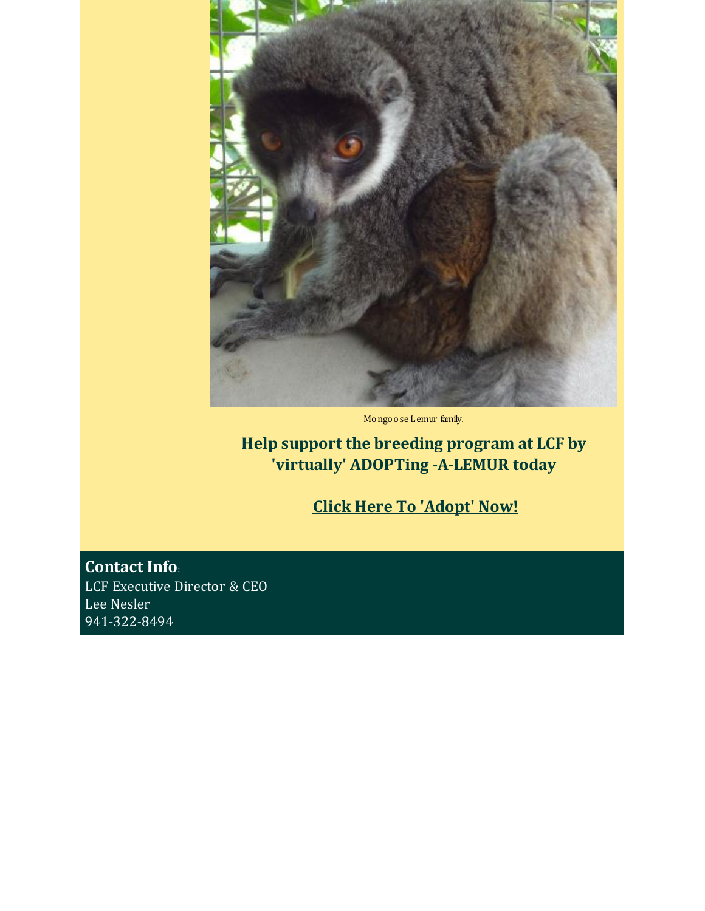Mongoose Lemur family.

**Help support the breeding program at LCF by 'virtually' ADOPTing -A-LEMUR today**

**Click Here To 'Adopt' Now!**

**Contact Info**:
LCF Executive Director & CEO
Lee Nesler
941-322-8494